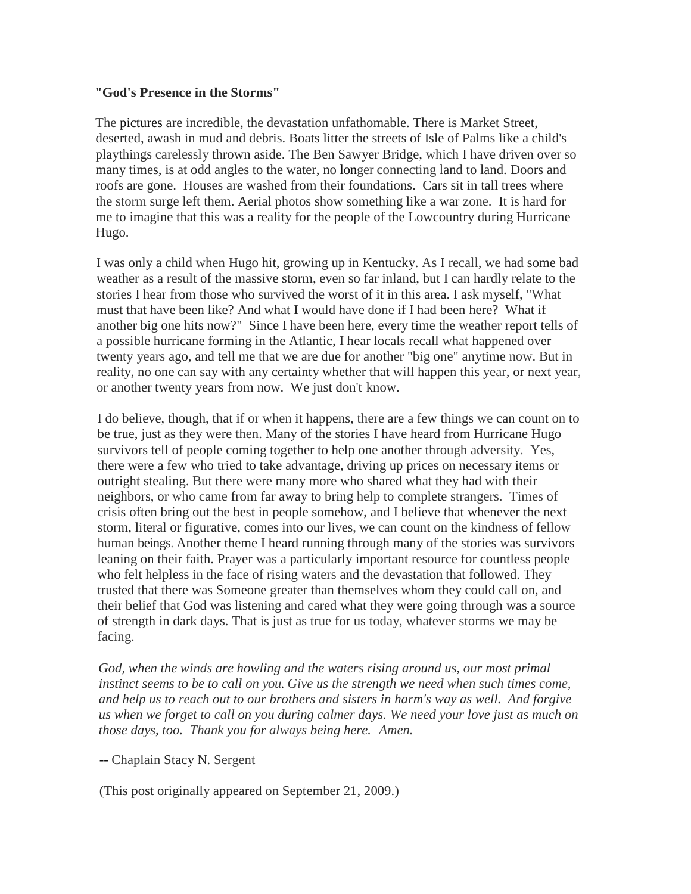**"God's Presence in the Storms"**

The pictures are incredible, the devastation unfathomable. There is Market Street, deserted, awash in mud and debris. Boats litter the streets of Isle of Palms like a child's playthings carelessly thrown aside. The Ben Sawyer Bridge, which I have driven over so many times, is at odd angles to the water, no longer connecting land to land. Doors and roofs are gone. Houses are washed from their foundations. Cars sit in tall trees where the storm surge left them. Aerial photos show something like a war zone. It is hard for me to imagine that this was a reality for the people of the Lowcountry during Hurricane Hugo.

I was only a child when Hugo hit, growing up in Kentucky. As I recall, we had some bad weather as a result of the massive storm, even so far inland, but I can hardly relate to the stories I hear from those who survived the worst of it in this area. I ask myself, "What must that have been like? And what I would have done if I had been here? What if another big one hits now?" Since I have been here, every time the weather report tells of a possible hurricane forming in the Atlantic, I hear locals recall what happened over twenty years ago, and tell me that we are due for another "big one" anytime now. But in reality, no one can say with any certainty whether that will happen this year, or next year, or another twenty years from now. We just don't know.

I do believe, though, that if or when it happens, there are a few things we can count on to be true, just as they were then. Many of the stories I have heard from Hurricane Hugo survivors tell of people coming together to help one another through adversity. Yes, there were a few who tried to take advantage, driving up prices on necessary items or outright stealing. But there were many more who shared what they had with their neighbors, or who came from far away to bring help to complete strangers. Times of crisis often bring out the best in people somehow, and I believe that whenever the next storm, literal or figurative, comes into our lives, we can count on the kindness of fellow human beings. Another theme I heard running through many of the stories was survivors leaning on their faith. Prayer was a particularly important resource for countless people who felt helpless in the face of rising waters and the devastation that followed. They trusted that there was Someone greater than themselves whom they could call on, and their belief that God was listening and cared what they were going through was a source of strength in dark days. That is just as true for us today, whatever storms we may be facing.

*God, when the winds are howling and the waters rising around us, our most primal instinct seems to be to call on you. Give us the strength we need when such times come, and help us to reach out to our brothers and sisters in harm's way as well. And forgive us when we forget to call on you during calmer days. We need your love just as much on those days, too. Thank you for always being here. Amen.*

-- Chaplain Stacy N. Sergent

(This post originally appeared on September 21, 2009.)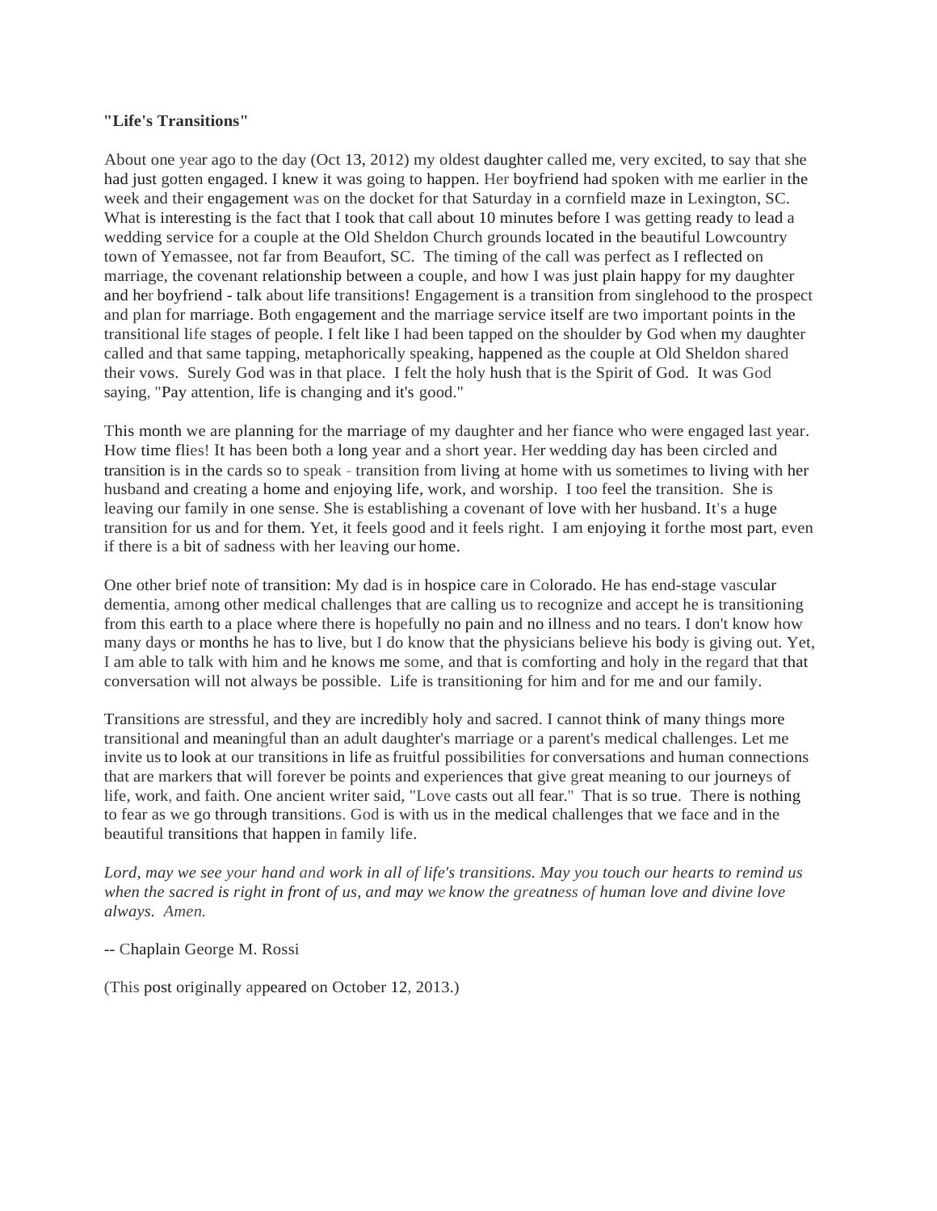**"Life's Transitions"**

About one year ago to the day (Oct 13, 2012) my oldest daughter called me, very excited, to say that she had just gotten engaged. I knew it was going to happen. Her boyfriend had spoken with me earlier in the week and their engagement was on the docket for that Saturday in a cornfield maze in Lexington, SC. What is interesting is the fact that I took that call about 10 minutes before I was getting ready to lead a wedding service for a couple at the Old Sheldon Church grounds located in the beautiful Lowcountry town of Yemassee, not far from Beaufort, SC. The timing of the call was perfect as I reflected on marriage, the covenant relationship between a couple, and how I was just plain happy for my daughter and her boyfriend - talk about life transitions! Engagement is a transition from singlehood to the prospect and plan for marriage. Both engagement and the marriage service itself are two important points in the transitional life stages of people. I felt like I had been tapped on the shoulder by God when my daughter called and that same tapping, metaphorically speaking, happened as the couple at Old Sheldon shared their vows. Surely God was in that place. I felt the holy hush that is the Spirit of God. It was God saying, "Pay attention, life is changing and it's good."

This month we are planning for the marriage of my daughter and her fiance who were engaged last year. How time flies! It has been both a long year and a short year. Her wedding day has been circled and transition is in the cards so to speak - transition from living at home with us sometimes to living with her husband and creating a home and enjoying life, work, and worship. I too feel the transition. She is leaving our family in one sense. She is establishing a covenant of love with her husband. It's a huge transition for us and for them. Yet, it feels good and it feels right. I am enjoying it forthe most part, even if there is a bit of sadness with her leaving our home.

One other brief note of transition: My dad is in hospice care in Colorado. He has end-stage vascular dementia, among other medical challenges that are calling us to recognize and accept he is transitioning from this earth to a place where there is hopefully no pain and no illness and no tears. I don't know how many days or months he has to live, but I do know that the physicians believe his body is giving out. Yet, I am able to talk with him and he knows me some, and that is comforting and holy in the regard that that conversation will not always be possible. Life is transitioning for him and for me and our family.

Transitions are stressful, and they are incredibly holy and sacred. I cannot think of many things more transitional and meaningful than an adult daughter's marriage or a parent's medical challenges. Let me invite us to look at our transitions in life as fruitful possibilities for conversations and human connections that are markers that will forever be points and experiences that give great meaning to our journeys of life, work, and faith. One ancient writer said, "Love casts out all fear." That is so true. There is nothing to fear as we go through transitions. God is with us in the medical challenges that we face and in the beautiful transitions that happen in family life.

*Lord, may we see your hand and work in all of life's transitions. May you touch our hearts to remind us when the sacred is right in front of us, and may we know the greatness of human love and divine love always. Amen.*

-- Chaplain George M. Rossi

(This post originally appeared on October 12, 2013.)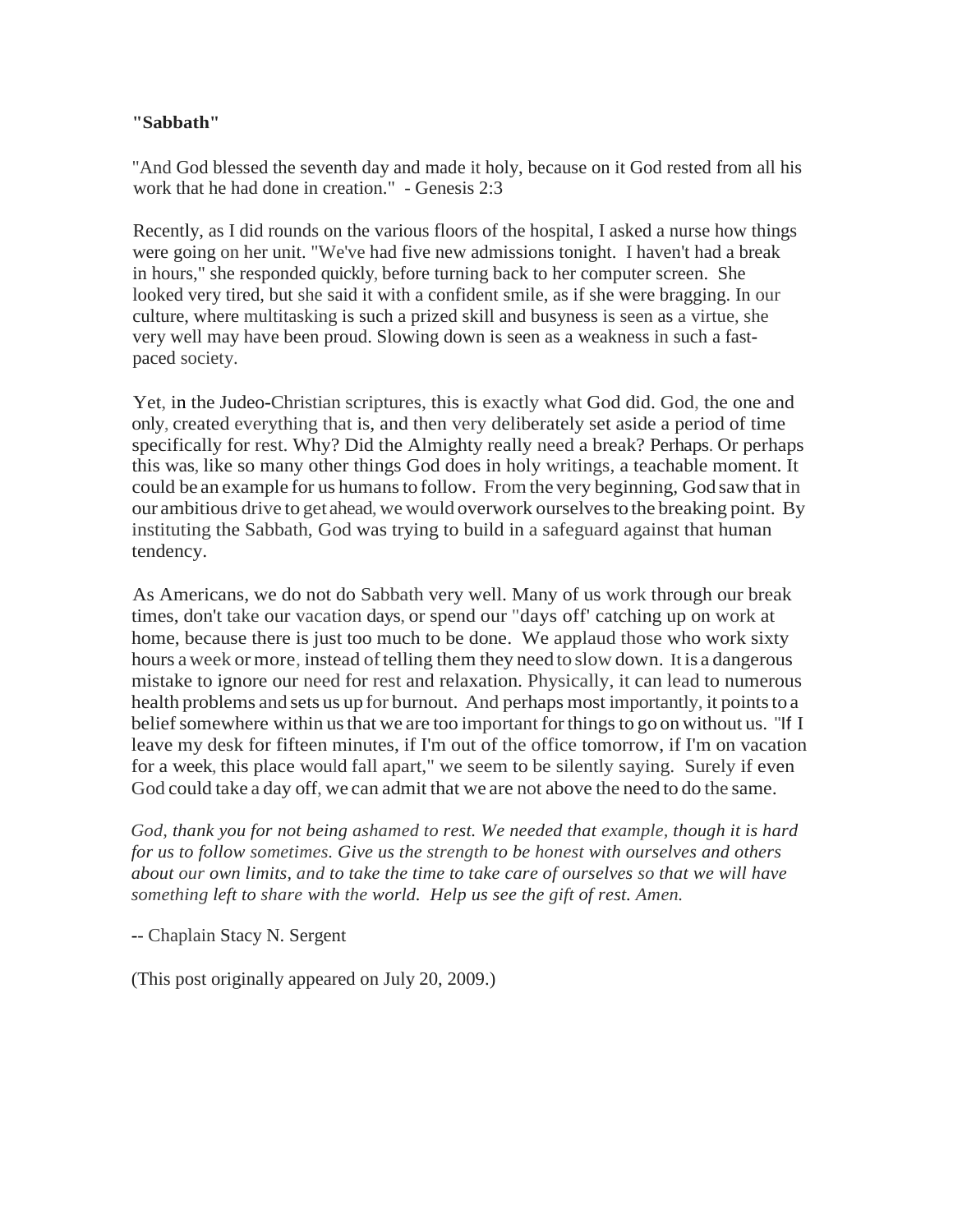**"Sabbath"**

"And God blessed the seventh day and made it holy, because on it God rested from all his work that he had done in creation." - Genesis 2:3

Recently, as I did rounds on the various floors of the hospital, I asked a nurse how things were going on her unit. "We've had five new admissions tonight. I haven't had a break in hours," she responded quickly, before turning back to her computer screen. She looked very tired, but she said it with a confident smile, as if she were bragging. In our culture, where multitasking is such a prized skill and busyness is seen as a virtue, she very well may have been proud. Slowing down is seen as a weakness in such a fast-paced society.

Yet, in the Judeo-Christian scriptures, this is exactly what God did. God, the one and only, created everything that is, and then very deliberately set aside a period of time specifically for rest. Why? Did the Almighty really need a break? Perhaps. Or perhaps this was, like so many other things God does in holy writings, a teachable moment. It could be an example for us humans to follow. From the very beginning, God saw that in our ambitious drive to get ahead, we would overwork ourselves to the breaking point. By instituting the Sabbath, God was trying to build in a safeguard against that human tendency.

As Americans, we do not do Sabbath very well. Many of us work through our break times, don't take our vacation days, or spend our "days off' catching up on work at home, because there is just too much to be done. We applaud those who work sixty hours a week or more, instead of telling them they need to slow down. It is a dangerous mistake to ignore our need for rest and relaxation. Physically, it can lead to numerous health problems and sets us up for burnout. And perhaps most importantly, it points to a belief somewhere within us that we are too important for things to go on without us. "If I leave my desk for fifteen minutes, if I'm out of the office tomorrow, if I'm on vacation for a week, this place would fall apart," we seem to be silently saying. Surely if even God could take a day off, we can admit that we are not above the need to do the same.

*God, thank you for not being ashamed to rest. We needed that example, though it is hard for us to follow sometimes. Give us the strength to be honest with ourselves and others about our own limits, and to take the time to take care of ourselves so that we will have something left to share with the world. Help us see the gift of rest. Amen.*

-- Chaplain Stacy N. Sergent

(This post originally appeared on July 20, 2009.)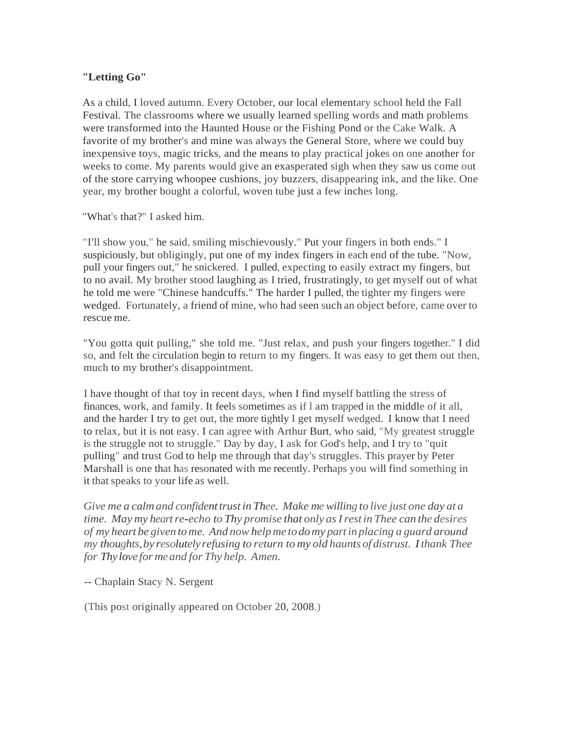**"Letting Go"**

As a child, I loved autumn. Every October, our local elementary school held the Fall Festival. The classrooms where we usually learned spelling words and math problems were transformed into the Haunted House or the Fishing Pond or the Cake Walk. A favorite of my brother's and mine was always the General Store, where we could buy inexpensive toys, magic tricks, and the means to play practical jokes on one another for weeks to come. My parents would give an exasperated sigh when they saw us come out of the store carrying whoopee cushions, joy buzzers, disappearing ink, and the like. One year, my brother bought a colorful, woven tube just a few inches long.

"What's that?" I asked him.

"I'll show you," he said, smiling mischievously." Put your fingers in both ends." I suspiciously, but obligingly, put one of my index fingers in each end of the tube. "Now, pull your fingers out," he snickered. I pulled, expecting to easily extract my fingers, but to no avail. My brother stood laughing as I tried, frustratingly, to get myself out of what he told me were "Chinese handcuffs." The harder I pulled, the tighter my fingers were wedged. Fortunately, a friend of mine, who had seen such an object before, came over to rescue me.

"You gotta quit pulling," she told me. "Just relax, and push your fingers together." I did so, and felt the circulation begin to return to my fingers. It was easy to get them out then, much to my brother's disappointment.

I have thought of that toy in recent days, when I find myself battling the stress of finances, work, and family. It feels sometimes as if I am trapped in the middle of it all, and the harder I try to get out, the more tightly I get myself wedged. I know that I need to relax, but it is not easy. I can agree with Arthur Burt, who said, "My greatest struggle is the struggle not to struggle." Day by day, I ask for God's help, and I try to "quit pulling" and trust God to help me through that day's struggles. This prayer by Peter Marshall is one that has resonated with me recently. Perhaps you will find something in it that speaks to your life as well.

*Give me a calm and confident trust in Thee. Make me willing to live just one day at a time. May my heart re-echo to Thy promise that only as I rest in Thee can the desires of my heart be given to me. And now help me to do my part in placing a guard around my thoughts, by resolutely refusing to return to my old haunts of distrust. I thank Thee for Thy love for me and for Thy help. Amen.*

-- Chaplain Stacy N. Sergent

(This post originally appeared on October 20, 2008.)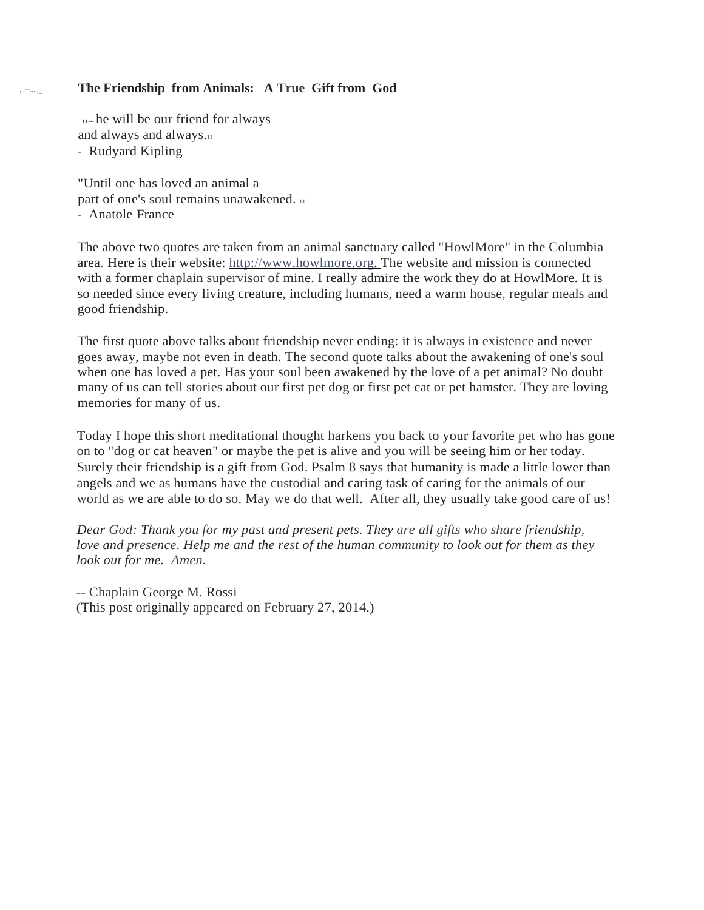**The Friendship from Animals: A True Gift from God**

"... he will be our friend for always
and always and always."
- Rudyard Kipling

"Until one has loved an animal a
part of one's soul remains unawakened."
- Anatole France

The above two quotes are taken from an animal sanctuary called "HowlMore" in the Columbia area. Here is their website: http://www.howlmore.org. The website and mission is connected with a former chaplain supervisor of mine. I really admire the work they do at HowlMore. It is so needed since every living creature, including humans, need a warm house, regular meals and good friendship.

The first quote above talks about friendship never ending: it is always in existence and never goes away, maybe not even in death. The second quote talks about the awakening of one's soul when one has loved a pet. Has your soul been awakened by the love of a pet animal? No doubt many of us can tell stories about our first pet dog or first pet cat or pet hamster. They are loving memories for many of us.

Today I hope this short meditational thought harkens you back to your favorite pet who has gone on to "dog or cat heaven" or maybe the pet is alive and you will be seeing him or her today. Surely their friendship is a gift from God. Psalm 8 says that humanity is made a little lower than angels and we as humans have the custodial and caring task of caring for the animals of our world as we are able to do so. May we do that well. After all, they usually take good care of us!

*Dear God: Thank you for my past and present pets. They are all gifts who share friendship, love and presence. Help me and the rest of the human community to look out for them as they look out for me. Amen.*

-- Chaplain George M. Rossi
(This post originally appeared on February 27, 2014.)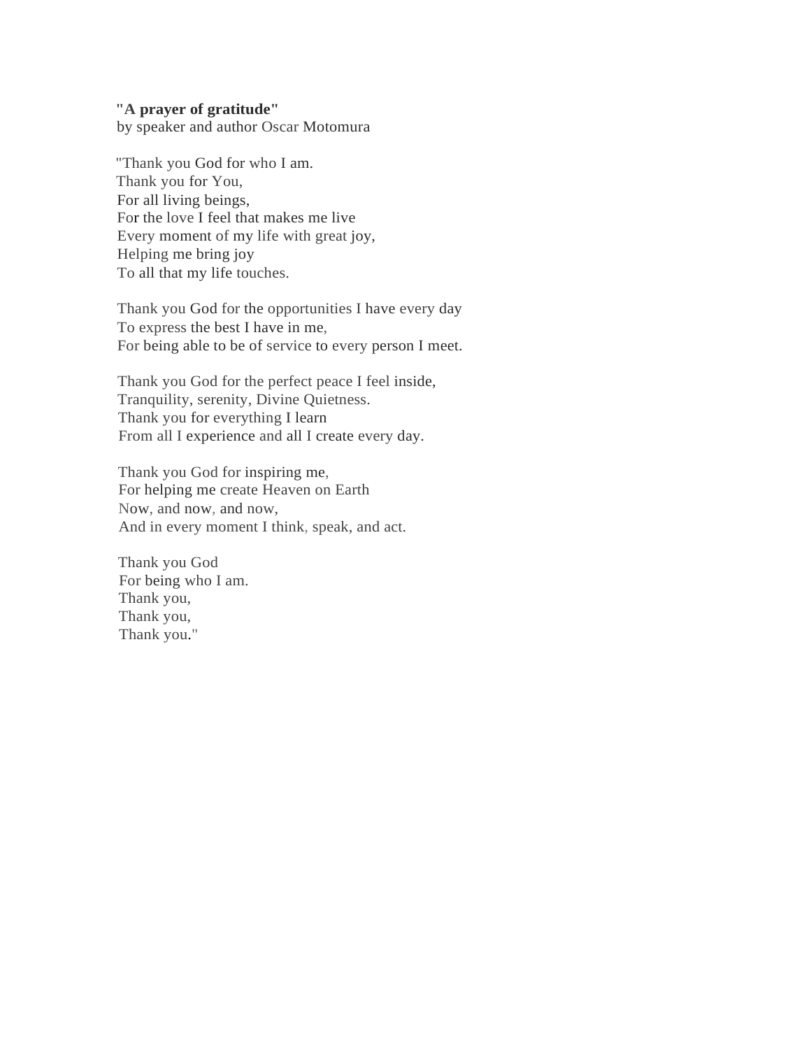**"A prayer of gratitude"**
by speaker and author Oscar Motomura

"Thank you God for who I am.
Thank you for You,
For all living beings,
For the love I feel that makes me live
Every moment of my life with great joy,
Helping me bring joy
To all that my life touches.

Thank you God for the opportunities I have every day
To express the best I have in me,
For being able to be of service to every person I meet.

Thank you God for the perfect peace I feel inside,
Tranquility, serenity, Divine Quietness.
Thank you for everything I learn
From all I experience and all I create every day.

Thank you God for inspiring me,
For helping me create Heaven on Earth
Now, and now, and now,
And in every moment I think, speak, and act.

Thank you God
For being who I am.
Thank you,
Thank you,
Thank you."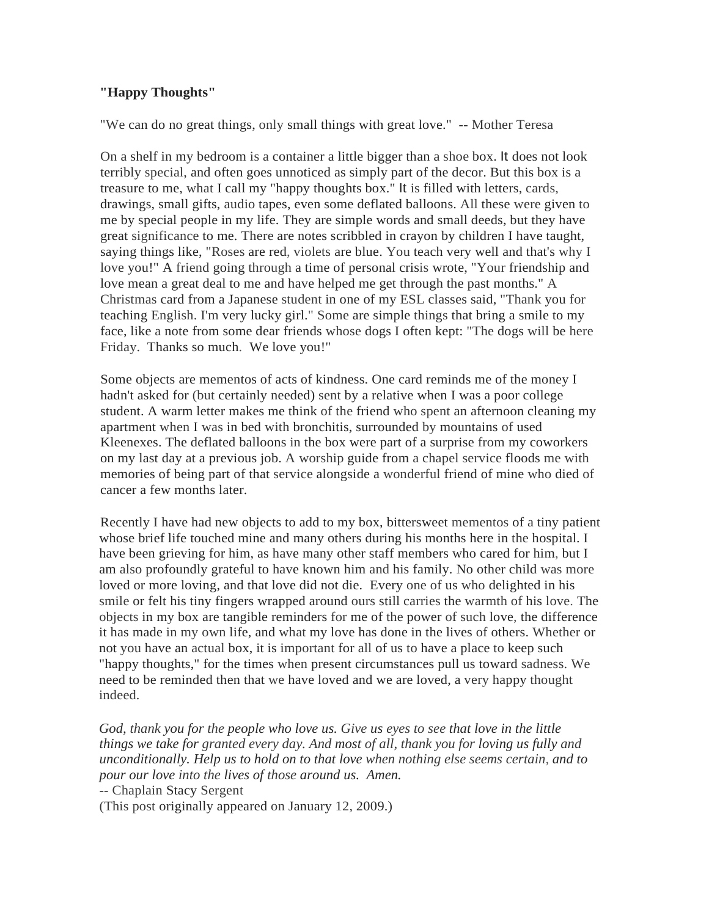**"Happy Thoughts"**

"We can do no great things, only small things with great love." -- Mother Teresa

On a shelf in my bedroom is a container a little bigger than a shoe box. It does not look terribly special, and often goes unnoticed as simply part of the decor. But this box is a treasure to me, what I call my "happy thoughts box." It is filled with letters, cards, drawings, small gifts, audio tapes, even some deflated balloons. All these were given to me by special people in my life. They are simple words and small deeds, but they have great significance to me. There are notes scribbled in crayon by children I have taught, saying things like, "Roses are red, violets are blue. You teach very well and that's why I love you!" A friend going through a time of personal crisis wrote, "Your friendship and love mean a great deal to me and have helped me get through the past months." A Christmas card from a Japanese student in one of my ESL classes said, "Thank you for teaching English. I'm very lucky girl." Some are simple things that bring a smile to my face, like a note from some dear friends whose dogs I often kept: "The dogs will be here Friday. Thanks so much. We love you!"

Some objects are mementos of acts of kindness. One card reminds me of the money I hadn't asked for (but certainly needed) sent by a relative when I was a poor college student. A warm letter makes me think of the friend who spent an afternoon cleaning my apartment when I was in bed with bronchitis, surrounded by mountains of used Kleenexes. The deflated balloons in the box were part of a surprise from my coworkers on my last day at a previous job. A worship guide from a chapel service floods me with memories of being part of that service alongside a wonderful friend of mine who died of cancer a few months later.

Recently I have had new objects to add to my box, bittersweet mementos of a tiny patient whose brief life touched mine and many others during his months here in the hospital. I have been grieving for him, as have many other staff members who cared for him, but I am also profoundly grateful to have known him and his family. No other child was more loved or more loving, and that love did not die. Every one of us who delighted in his smile or felt his tiny fingers wrapped around ours still carries the warmth of his love. The objects in my box are tangible reminders for me of the power of such love, the difference it has made in my own life, and what my love has done in the lives of others. Whether or not you have an actual box, it is important for all of us to have a place to keep such "happy thoughts," for the times when present circumstances pull us toward sadness. We need to be reminded then that we have loved and we are loved, a very happy thought indeed.

*God, thank you for the people who love us. Give us eyes to see that love in the little things we take for granted every day. And most of all, thank you for loving us fully and unconditionally. Help us to hold on to that love when nothing else seems certain, and to pour our love into the lives of those around us. Amen.*

-- Chaplain Stacy Sergent

(This post originally appeared on January 12, 2009.)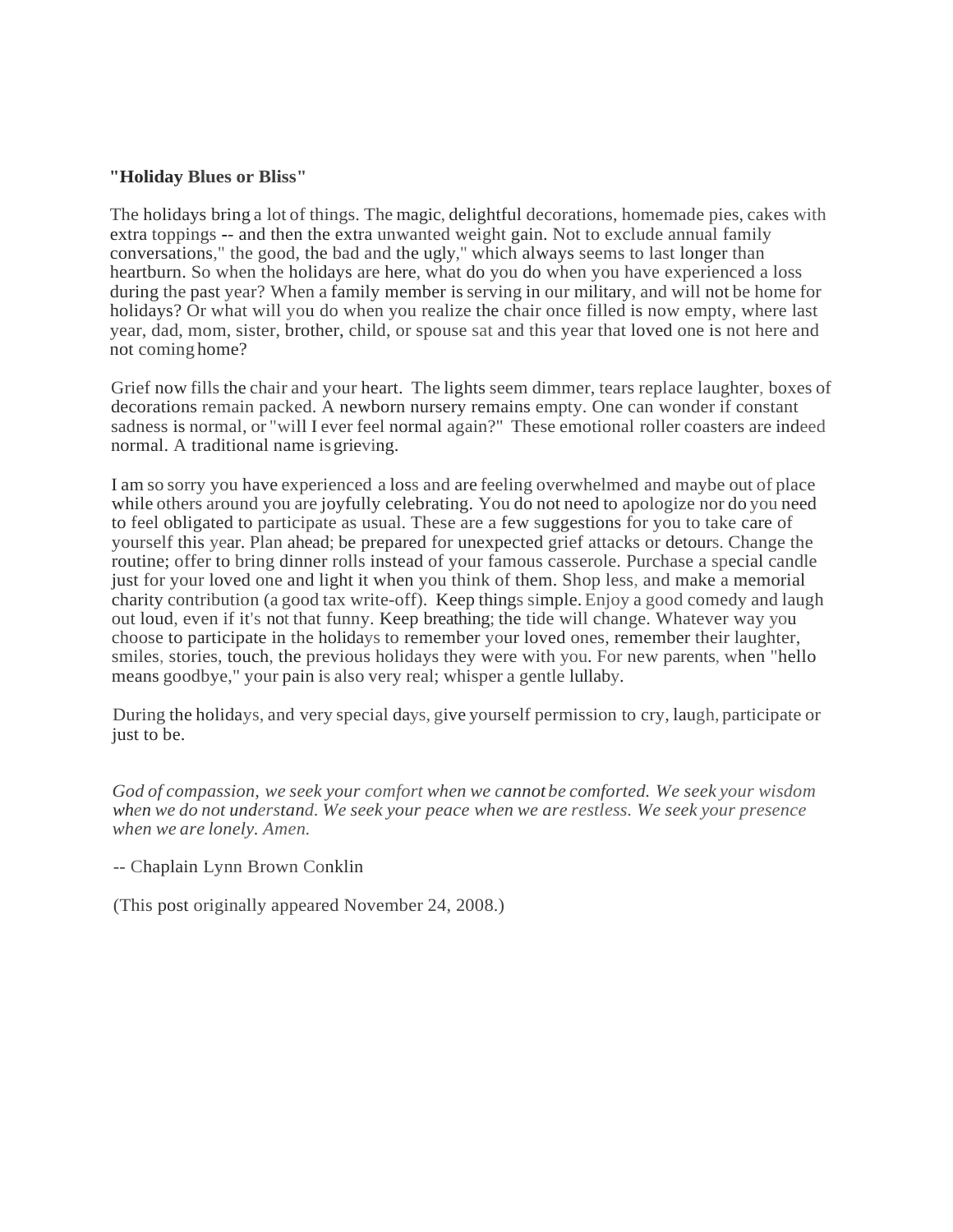**"Holiday Blues or Bliss"**

The holidays bring a lot of things. The magic, delightful decorations, homemade pies, cakes with extra toppings -- and then the extra unwanted weight gain. Not to exclude annual family conversations," the good, the bad and the ugly," which always seems to last longer than heartburn. So when the holidays are here, what do you do when you have experienced a loss during the past year? When a family member is serving in our military, and will not be home for holidays? Or what will you do when you realize the chair once filled is now empty, where last year, dad, mom, sister, brother, child, or spouse sat and this year that loved one is not here and not coming home?

Grief now fills the chair and your heart. The lights seem dimmer, tears replace laughter, boxes of decorations remain packed. A newborn nursery remains empty. One can wonder if constant sadness is normal, or "will I ever feel normal again?" These emotional roller coasters are indeed normal. A traditional name is grieving.

I am so sorry you have experienced a loss and are feeling overwhelmed and maybe out of place while others around you are joyfully celebrating. You do not need to apologize nor do you need to feel obligated to participate as usual. These are a few suggestions for you to take care of yourself this year. Plan ahead; be prepared for unexpected grief attacks or detours. Change the routine; offer to bring dinner rolls instead of your famous casserole. Purchase a special candle just for your loved one and light it when you think of them. Shop less, and make a memorial charity contribution (a good tax write-off). Keep things simple. Enjoy a good comedy and laugh out loud, even if it's not that funny. Keep breathing; the tide will change. Whatever way you choose to participate in the holidays to remember your loved ones, remember their laughter, smiles, stories, touch, the previous holidays they were with you. For new parents, when "hello means goodbye," your pain is also very real; whisper a gentle lullaby.

During the holidays, and very special days, give yourself permission to cry, laugh, participate or just to be.

*God of compassion, we seek your comfort when we cannot be comforted. We seek your wisdom when we do not understand. We seek your peace when we are restless. We seek your presence when we are lonely. Amen.*

-- Chaplain Lynn Brown Conklin

(This post originally appeared November 24, 2008.)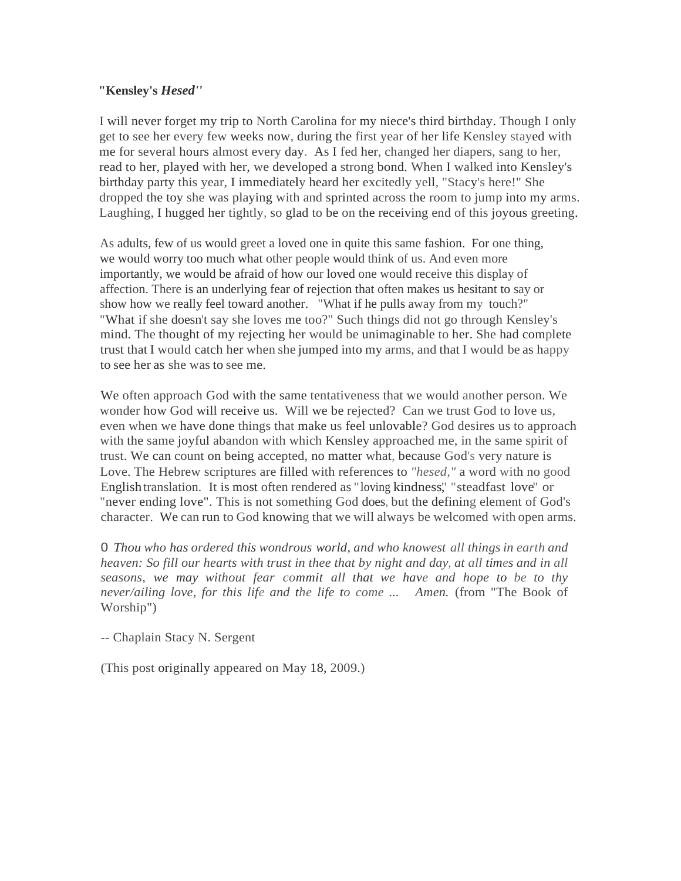**"Kensley's *Hesed*"**

I will never forget my trip to North Carolina for my niece's third birthday. Though I only get to see her every few weeks now, during the first year of her life Kensley stayed with me for several hours almost every day. As I fed her, changed her diapers, sang to her, read to her, played with her, we developed a strong bond. When I walked into Kensley's birthday party this year, I immediately heard her excitedly yell, "Stacy's here!" She dropped the toy she was playing with and sprinted across the room to jump into my arms. Laughing, I hugged her tightly, so glad to be on the receiving end of this joyous greeting.

As adults, few of us would greet a loved one in quite this same fashion. For one thing, we would worry too much what other people would think of us. And even more importantly, we would be afraid of how our loved one would receive this display of affection. There is an underlying fear of rejection that often makes us hesitant to say or show how we really feel toward another. "What if he pulls away from my touch?" "What if she doesn't say she loves me too?" Such things did not go through Kensley's mind. The thought of my rejecting her would be unimaginable to her. She had complete trust that I would catch her when she jumped into my arms, and that I would be as happy to see her as she was to see me.

We often approach God with the same tentativeness that we would another person. We wonder how God will receive us. Will we be rejected? Can we trust God to love us, even when we have done things that make us feel unlovable? God desires us to approach with the same joyful abandon with which Kensley approached me, in the same spirit of trust. We can count on being accepted, no matter what, because God's very nature is Love. The Hebrew scriptures are filled with references to *"hesed,"* a word with no good English translation. It is most often rendered as "loving kindness," "steadfast love" or "never ending love". This is not something God does, but the defining element of God's character. We can run to God knowing that we will always be welcomed with open arms.

O *Thou who has ordered this wondrous world, and who knowest all things in earth and heaven: So fill our hearts with trust in thee that by night and day, at all times and in all seasons, we may without fear commit all that we have and hope to be to thy never/ailing love, for this life and the life to come ... Amen.* (from "The Book of Worship")

-- Chaplain Stacy N. Sergent

(This post originally appeared on May 18, 2009.)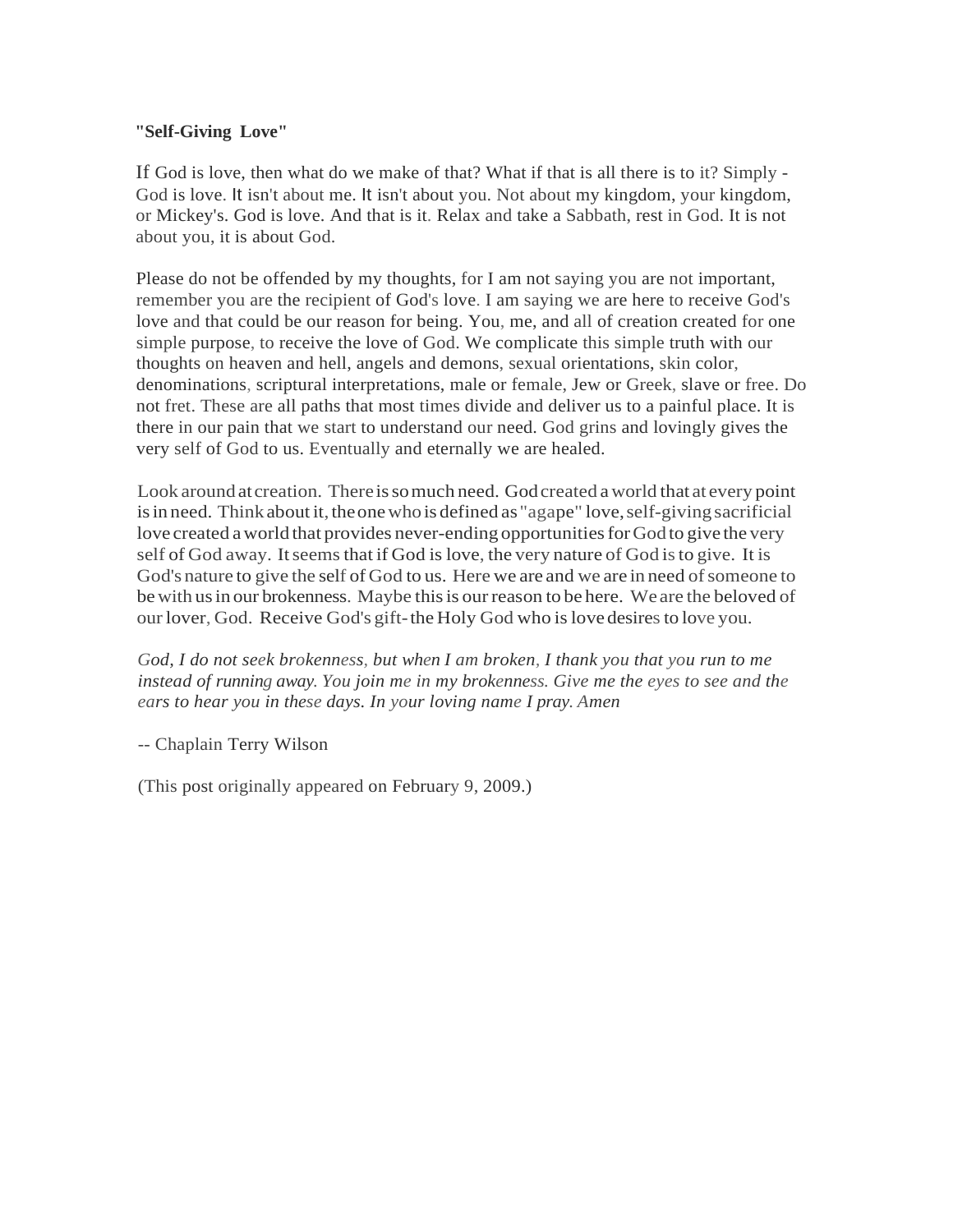**"Self-Giving Love"**

If God is love, then what do we make of that? What if that is all there is to it? Simply - God is love. It isn't about me. It isn't about you. Not about my kingdom, your kingdom, or Mickey's. God is love. And that is it. Relax and take a Sabbath, rest in God. It is not about you, it is about God.

Please do not be offended by my thoughts, for I am not saying you are not important, remember you are the recipient of God's love. I am saying we are here to receive God's love and that could be our reason for being. You, me, and all of creation created for one simple purpose, to receive the love of God. We complicate this simple truth with our thoughts on heaven and hell, angels and demons, sexual orientations, skin color, denominations, scriptural interpretations, male or female, Jew or Greek, slave or free. Do not fret. These are all paths that most times divide and deliver us to a painful place. It is there in our pain that we start to understand our need. God grins and lovingly gives the very self of God to us. Eventually and eternally we are healed.

Look around at creation. There is so much need. God created a world that at every point is in need. Think about it, the one who is defined as "agape" love, self-giving sacrificial love created a world that provides never-ending opportunities for God to give the very self of God away. It seems that if God is love, the very nature of God is to give. It is God's nature to give the self of God to us. Here we are and we are in need of someone to be with us in our brokenness. Maybe this is our reason to be here. We are the beloved of our lover, God. Receive God's gift- the Holy God who is love desires to love you.

*God, I do not seek brokenness, but when I am broken, I thank you that you run to me instead of running away. You join me in my brokenness. Give me the eyes to see and the ears to hear you in these days. In your loving name I pray. Amen*

-- Chaplain Terry Wilson

(This post originally appeared on February 9, 2009.)